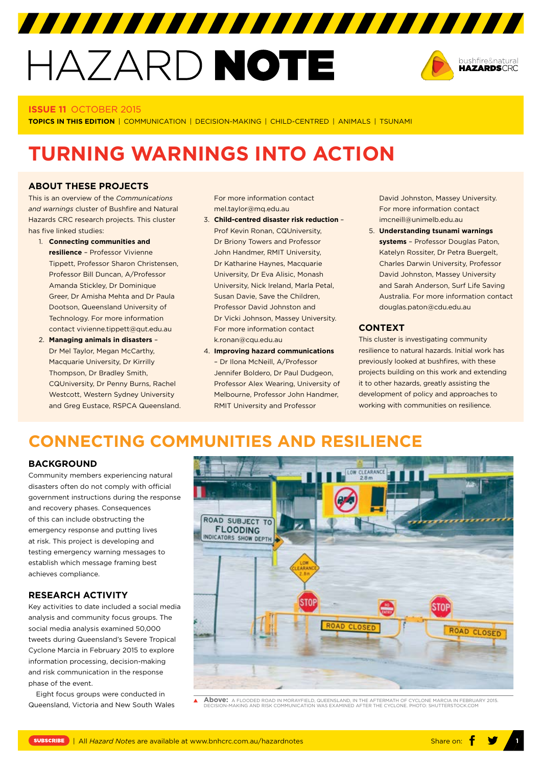# HAZARD NOTE

**ISSUE 11** OCTOBER 2015

**TOPICS IN THIS EDITION** | COMMUNICATION | DECISION-MAKING | CHILD-CENTRED | ANIMALS | TSUNAMI

# TURNING WARNINGS INTO ACTION

## ABOUT THESE PROJECTS

This is an overview of the *Communications and warnings* cluster of Bushfire and Natural Hazards CRC research projects. This cluster has five linked studies:

1. **Connecting communities and resilience** – Professor Vivienne Tippett, Professor Sharon Christensen, Professor Bill Duncan, A/Professor Amanda Stickley, Dr Dominique Greer, Dr Amisha Mehta and Dr Paula Dootson, Queensland University of Technology. For more information contact vivienne.tippett@qut.edu.au
2. **Managing animals in disasters** – Dr Mel Taylor, Megan McCarthy, Macquarie University, Dr Kirrilly Thompson, Dr Bradley Smith, CQUniversity, Dr Penny Burns, Rachel Westcott, Western Sydney University and Greg Eustace, RSPCA Queensland. For more information contact mel.taylor@mq.edu.au
3. **Child-centred disaster risk reduction** – Prof Kevin Ronan, CQUniversity, Dr Briony Towers and Professor John Handmer, RMIT University, Dr Katharine Haynes, Macquarie University, Dr Eva Alisic, Monash University, Nick Ireland, Marla Petal, Susan Davie, Save the Children, Professor David Johnston and Dr Vicki Johnson, Massey University. For more information contact k.ronan@cqu.edu.au
4. **Improving hazard communications** – Dr Ilona McNeill, A/Professor Jennifer Boldero, Dr Paul Dudgeon, Professor Alex Wearing, University of Melbourne, Professor John Handmer, RMIT University and Professor David Johnston, Massey University. For more information contact imcneill@unimelb.edu.au
5. **Understanding tsunami warnings systems** – Professor Douglas Paton, Katelyn Rossiter, Dr Petra Buergelt, Charles Darwin University, Professor David Johnston, Massey University and Sarah Anderson, Surf Life Saving Australia. For more information contact douglas.paton@cdu.edu.au

## CONTEXT

This cluster is investigating community resilience to natural hazards. Initial work has previously looked at bushfires, with these projects building on this work and extending it to other hazards, greatly assisting the development of policy and approaches to working with communities on resilience.

# CONNECTING COMMUNITIES AND RESILIENCE

## BACKGROUND

Community members experiencing natural disasters often do not comply with official government instructions during the response and recovery phases. Consequences of this can include obstructing the emergency response and putting lives at risk. This project is developing and testing emergency warning messages to establish which message framing best achieves compliance.

## RESEARCH ACTIVITY

Key activities to date included a social media analysis and community focus groups. The social media analysis examined 50,000 tweets during Queensland's Severe Tropical Cyclone Marcia in February 2015 to explore information processing, decision-making and risk communication in the response phase of the event.

Eight focus groups were conducted in Queensland, Victoria and New South Wales

**Above:** A FLOODED ROAD IN MORAYFIELD, QUEENSLAND, IN THE AFTERMATH OF CYCLONE MARCIA IN FEBRUARY 2015. DECISION-MAKING AND RISK COMMUNICATION WAS EXAMINED AFTER THE CYCLONE. PHOTO: SHUTTERSTOCK.COM

SUBSCRIBE | All *Hazard Notes* are available at www.bnhcrc.com.au/hazardnotes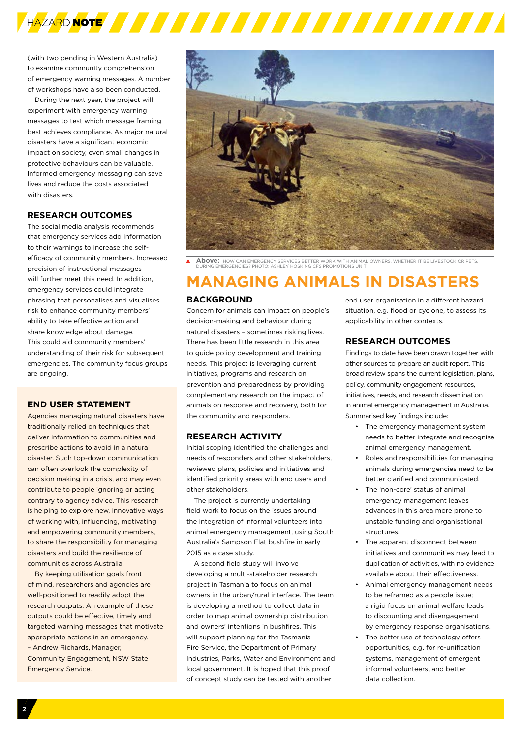(with two pending in Western Australia) to examine community comprehension of emergency warning messages. A number of workshops have also been conducted.

During the next year, the project will experiment with emergency warning messages to test which message framing best achieves compliance. As major natural disasters have a significant economic impact on society, even small changes in protective behaviours can be valuable. Informed emergency messaging can save lives and reduce the costs associated with disasters.

### RESEARCH OUTCOMES

The social media analysis recommends that emergency services add information to their warnings to increase the self-efficacy of community members. Increased precision of instructional messages will further meet this need. In addition, emergency services could integrate phrasing that personalises and visualises risk to enhance community members' ability to take effective action and share knowledge about damage. This could aid community members' understanding of their risk for subsequent emergencies. The community focus groups are ongoing.

### END USER STATEMENT

Agencies managing natural disasters have traditionally relied on techniques that deliver information to communities and prescribe actions to avoid in a natural disaster. Such top-down communication can often overlook the complexity of decision making in a crisis, and may even contribute to people ignoring or acting contrary to agency advice. This research is helping to explore new, innovative ways of working with, influencing, motivating and empowering community members, to share the responsibility for managing disasters and build the resilience of communities across Australia.

By keeping utilisation goals front of mind, researchers and agencies are well-positioned to readily adopt the research outputs. An example of these outputs could be effective, timely and targeted warning messages that motivate appropriate actions in an emergency.

– Andrew Richards, Manager, Community Engagement, NSW State Emergency Service.

**Above:** HOW CAN EMERGENCY SERVICES BETTER WORK WITH ANIMAL OWNERS, WHETHER IT BE LIVESTOCK OR PETS, DURING EMERGENCIES? PHOTO: ASHLEY HOSKING CFS PROMOTIONS UNIT

## MANAGING ANIMALS IN DISASTERS

### BACKGROUND

Concern for animals can impact on people's decision-making and behaviour during natural disasters – sometimes risking lives. There has been little research in this area to guide policy development and training needs. This project is leveraging current initiatives, programs and research on prevention and preparedness by providing complementary research on the impact of animals on response and recovery, both for the community and responders.

### RESEARCH ACTIVITY

Initial scoping identified the challenges and needs of responders and other stakeholders, reviewed plans, policies and initiatives and identified priority areas with end users and other stakeholders.

The project is currently undertaking field work to focus on the issues around the integration of informal volunteers into animal emergency management, using South Australia's Sampson Flat bushfire in early 2015 as a case study.

A second field study will involve developing a multi-stakeholder research project in Tasmania to focus on animal owners in the urban/rural interface. The team is developing a method to collect data in order to map animal ownership distribution and owners' intentions in bushfires. This will support planning for the Tasmania Fire Service, the Department of Primary Industries, Parks, Water and Environment and local government. It is hoped that this proof of concept study can be tested with another end user organisation in a different hazard situation, e.g. flood or cyclone, to assess its applicability in other contexts.

### RESEARCH OUTCOMES

Findings to date have been drawn together with other sources to prepare an audit report. This broad review spans the current legislation, plans, policy, community engagement resources, initiatives, needs, and research dissemination in animal emergency management in Australia. Summarised key findings include:

- The emergency management system needs to better integrate and recognise animal emergency management.
- Roles and responsibilities for managing animals during emergencies need to be better clarified and communicated.
- The 'non-core' status of animal emergency management leaves advances in this area more prone to unstable funding and organisational structures.
- The apparent disconnect between initiatives and communities may lead to duplication of activities, with no evidence available about their effectiveness.
- Animal emergency management needs to be reframed as a people issue; a rigid focus on animal welfare leads to discounting and disengagement by emergency response organisations.
- The better use of technology offers opportunities, e.g. for re-unification systems, management of emergent informal volunteers, and better data collection.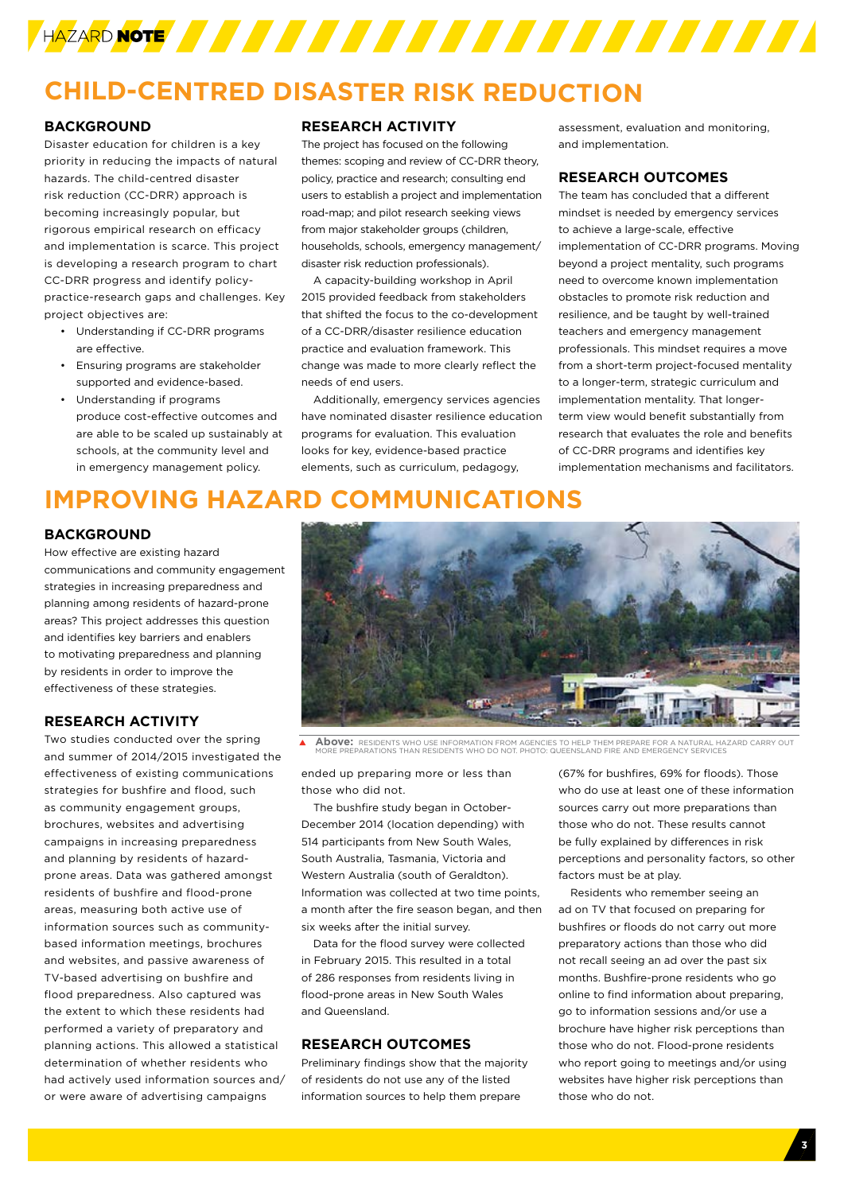# CHILD-CENTRED DISASTER RISK REDUCTION

## BACKGROUND

Disaster education for children is a key priority in reducing the impacts of natural hazards. The child-centred disaster risk reduction (CC-DRR) approach is becoming increasingly popular, but rigorous empirical research on efficacy and implementation is scarce. This project is developing a research program to chart CC-DRR progress and identify policy-practice-research gaps and challenges. Key project objectives are:

- Understanding if CC-DRR programs are effective.
- Ensuring programs are stakeholder supported and evidence-based.
- Understanding if programs produce cost-effective outcomes and are able to be scaled up sustainably at schools, at the community level and in emergency management policy.

## RESEARCH ACTIVITY

The project has focused on the following themes: scoping and review of CC-DRR theory, policy, practice and research; consulting end users to establish a project and implementation road-map; and pilot research seeking views from major stakeholder groups (children, households, schools, emergency management/disaster risk reduction professionals).

A capacity-building workshop in April 2015 provided feedback from stakeholders that shifted the focus to the co-development of a CC-DRR/disaster resilience education practice and evaluation framework. This change was made to more clearly reflect the needs of end users.

Additionally, emergency services agencies have nominated disaster resilience education programs for evaluation. This evaluation looks for key, evidence-based practice elements, such as curriculum, pedagogy, assessment, evaluation and monitoring, and implementation.

## RESEARCH OUTCOMES

The team has concluded that a different mindset is needed by emergency services to achieve a large-scale, effective implementation of CC-DRR programs. Moving beyond a project mentality, such programs need to overcome known implementation obstacles to promote risk reduction and resilience, and be taught by well-trained teachers and emergency management professionals. This mindset requires a move from a short-term project-focused mentality to a longer-term, strategic curriculum and implementation mentality. That longer-term view would benefit substantially from research that evaluates the role and benefits of CC-DRR programs and identifies key implementation mechanisms and facilitators.

# IMPROVING HAZARD COMMUNICATIONS

## BACKGROUND

How effective are existing hazard communications and community engagement strategies in increasing preparedness and planning among residents of hazard-prone areas? This project addresses this question and identifies key barriers and enablers to motivating preparedness and planning by residents in order to improve the effectiveness of these strategies.

## RESEARCH ACTIVITY

Two studies conducted over the spring and summer of 2014/2015 investigated the effectiveness of existing communications strategies for bushfire and flood, such as community engagement groups, brochures, websites and advertising campaigns in increasing preparedness and planning by residents of hazard-prone areas. Data was gathered amongst residents of bushfire and flood-prone areas, measuring both active use of information sources such as community-based information meetings, brochures and websites, and passive awareness of TV-based advertising on bushfire and flood preparedness. Also captured was the extent to which these residents had performed a variety of preparatory and planning actions. This allowed a statistical determination of whether residents who had actively used information sources and/or were aware of advertising campaigns ended up preparing more or less than those who did not.

**Above:** RESIDENTS WHO USE INFORMATION FROM AGENCIES TO HELP THEM PREPARE FOR A NATURAL HAZARD CARRY OUT MORE PREPARATIONS THAN RESIDENTS WHO DO NOT. PHOTO: QUEENSLAND FIRE AND EMERGENCY SERVICES

The bushfire study began in October-December 2014 (location depending) with 514 participants from New South Wales, South Australia, Tasmania, Victoria and Western Australia (south of Geraldton). Information was collected at two time points, a month after the fire season began, and then six weeks after the initial survey.

Data for the flood survey were collected in February 2015. This resulted in a total of 286 responses from residents living in flood-prone areas in New South Wales and Queensland.

## RESEARCH OUTCOMES

Preliminary findings show that the majority of residents do not use any of the listed information sources to help them prepare (67% for bushfires, 69% for floods). Those who do use at least one of these information sources carry out more preparations than those who do not. These results cannot be fully explained by differences in risk perceptions and personality factors, so other factors must be at play.

Residents who remember seeing an ad on TV that focused on preparing for bushfires or floods do not carry out more preparatory actions than those who did not recall seeing an ad over the past six months. Bushfire-prone residents who go online to find information about preparing, go to information sessions and/or use a brochure have higher risk perceptions than those who do not. Flood-prone residents who report going to meetings and/or using websites have higher risk perceptions than those who do not.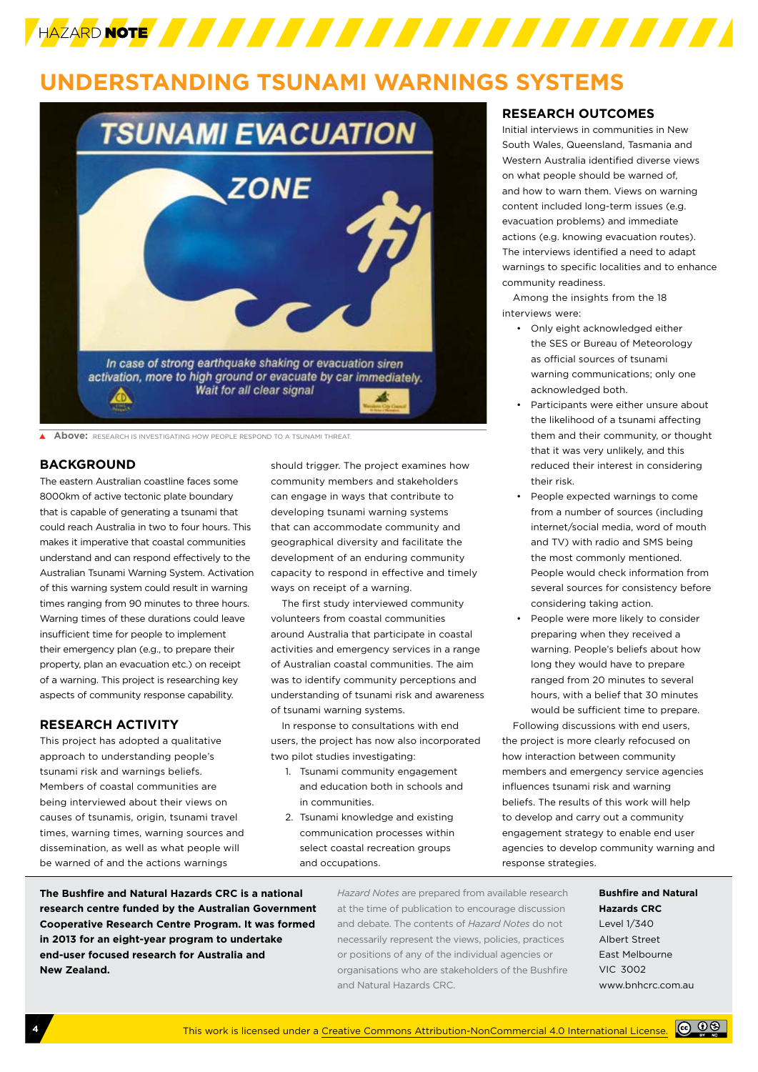# UNDERSTANDING TSUNAMI WARNINGS SYSTEMS

**Above:** RESEARCH IS INVESTIGATING HOW PEOPLE RESPOND TO A TSUNAMI THREAT.

## BACKGROUND

The eastern Australian coastline faces some 8000km of active tectonic plate boundary that is capable of generating a tsunami that could reach Australia in two to four hours. This makes it imperative that coastal communities understand and can respond effectively to the Australian Tsunami Warning System. Activation of this warning system could result in warning times ranging from 90 minutes to three hours. Warning times of these durations could leave insufficient time for people to implement their emergency plan (e.g., to prepare their property, plan an evacuation etc.) on receipt of a warning. This project is researching key aspects of community response capability.

## RESEARCH ACTIVITY

This project has adopted a qualitative approach to understanding people's tsunami risk and warnings beliefs. Members of coastal communities are being interviewed about their views on causes of tsunamis, origin, tsunami travel times, warning times, warning sources and dissemination, as well as what people will be warned of and the actions warnings should trigger. The project examines how community members and stakeholders can engage in ways that contribute to developing tsunami warning systems that can accommodate community and geographical diversity and facilitate the development of an enduring community capacity to respond in effective and timely ways on receipt of a warning.

The first study interviewed community volunteers from coastal communities around Australia that participate in coastal activities and emergency services in a range of Australian coastal communities. The aim was to identify community perceptions and understanding of tsunami risk and awareness of tsunami warning systems.

In response to consultations with end users, the project has now also incorporated two pilot studies investigating:

1. Tsunami community engagement and education both in schools and in communities.
2. Tsunami knowledge and existing communication processes within select coastal recreation groups and occupations.

## RESEARCH OUTCOMES

Initial interviews in communities in New South Wales, Queensland, Tasmania and Western Australia identified diverse views on what people should be warned of, and how to warn them. Views on warning content included long-term issues (e.g. evacuation problems) and immediate actions (e.g. knowing evacuation routes). The interviews identified a need to adapt warnings to specific localities and to enhance community readiness.

Among the insights from the 18 interviews were:

- Only eight acknowledged either the SES or Bureau of Meteorology as official sources of tsunami warning communications; only one acknowledged both.
- Participants were either unsure about the likelihood of a tsunami affecting them and their community, or thought that it was very unlikely, and this reduced their interest in considering their risk.
- People expected warnings to come from a number of sources (including internet/social media, word of mouth and TV) with radio and SMS being the most commonly mentioned. People would check information from several sources for consistency before considering taking action.
- People were more likely to consider preparing when they received a warning. People's beliefs about how long they would have to prepare ranged from 20 minutes to several hours, with a belief that 30 minutes would be sufficient time to prepare.

Following discussions with end users, the project is more clearly refocused on how interaction between community members and emergency service agencies influences tsunami risk and warning beliefs. The results of this work will help to develop and carry out a community engagement strategy to enable end user agencies to develop community warning and response strategies.

**The Bushfire and Natural Hazards CRC is a national research centre funded by the Australian Government Cooperative Research Centre Program. It was formed in 2013 for an eight-year program to undertake end-user focused research for Australia and New Zealand.**

*Hazard Notes* are prepared from available research at the time of publication to encourage discussion and debate. The contents of *Hazard Notes* do not necessarily represent the views, policies, practices or positions of any of the individual agencies or organisations who are stakeholders of the Bushfire and Natural Hazards CRC.

**Bushfire and Natural Hazards CRC**
Level 1/340
Albert Street
East Melbourne
VIC 3002
www.bnhcrc.com.au

This work is licensed under a Creative Commons Attribution-NonCommercial 4.0 International License.